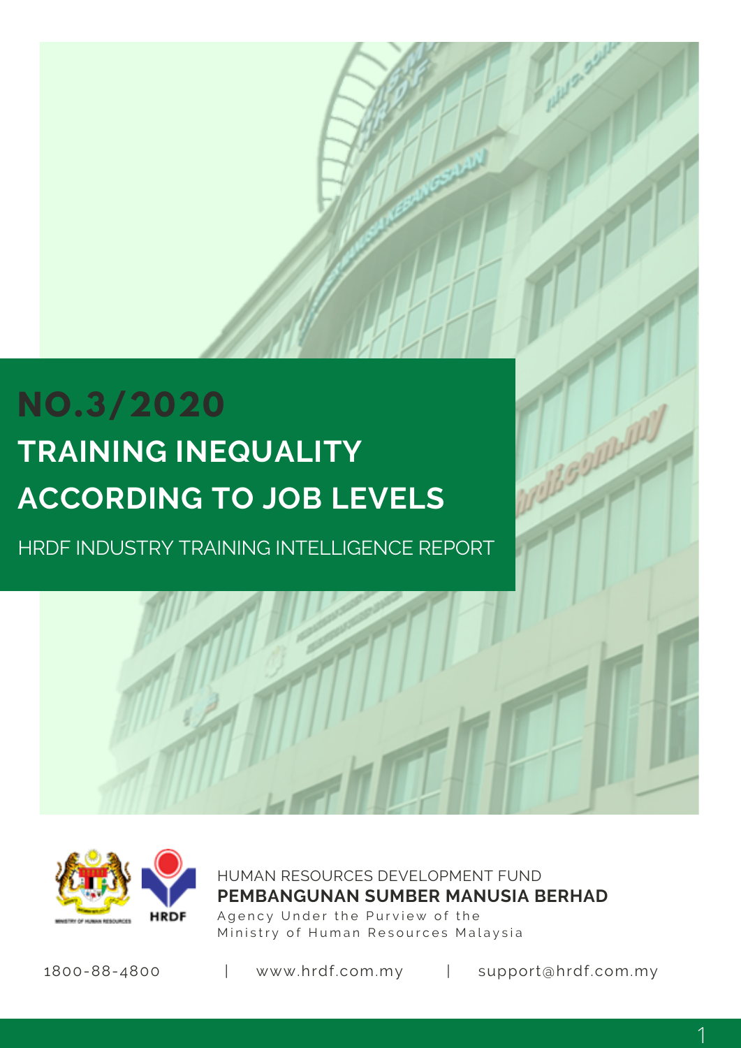# NO.3/2020

# TRAINING INEQUALITY ACCORDING TO JOB LEVELS

HRDF INDUSTRY TRAINING INTELLIGENCE REPORT

HUMAN RESOURCES DEVELOPMENT FUND

**PEMBANGUNAN SUMBER MANUSIA BERHAD**

Agency Under the Purview of the Ministry of Human Resources Malaysia

1800-88-4800 | www.hrdf.com.my | support@hrdf.com.my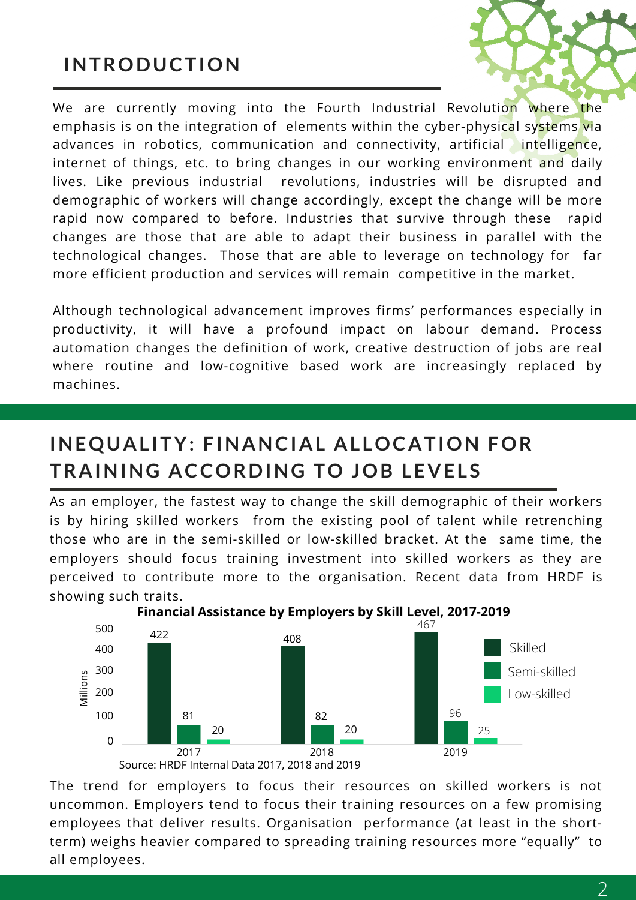## INTRODUCTION

We are currently moving into the Fourth Industrial Revolution where the emphasis is on the integration of elements within the cyber-physical systems via advances in robotics, communication and connectivity, artificial intelligence, internet of things, etc. to bring changes in our working environment and daily lives. Like previous industrial revolutions, industries will be disrupted and demographic of workers will change accordingly, except the change will be more rapid now compared to before. Industries that survive through these rapid changes are those that are able to adapt their business in parallel with the technological changes. Those that are able to leverage on technology for far more efficient production and services will remain competitive in the market.

Although technological advancement improves firms' performances especially in productivity, it will have a profound impact on labour demand. Process automation changes the definition of work, creative destruction of jobs are real where routine and low-cognitive based work are increasingly replaced by machines.

## INEQUALITY: FINANCIAL ALLOCATION FOR TRAINING ACCORDING TO JOB LEVELS

As an employer, the fastest way to change the skill demographic of their workers is by hiring skilled workers from the existing pool of talent while retrenching those who are in the semi-skilled or low-skilled bracket. At the same time, the employers should focus training investment into skilled workers as they are perceived to contribute more to the organisation. Recent data from HRDF is showing such traits.

**Financial Assistance by Employers by Skill Level, 2017-2019**

| Year | Skilled (Millions) | Semi-skilled (Millions) | Low-skilled (Millions) |
|---|---|---|---|
| 2017 | 422 | 81 | 20 |
| 2018 | 408 | 82 | 20 |
| 2019 | 467 | 96 | 25 |

Source: HRDF Internal Data 2017, 2018 and 2019

The trend for employers to focus their resources on skilled workers is not uncommon. Employers tend to focus their training resources on a few promising employees that deliver results. Organisation performance (at least in the short-term) weighs heavier compared to spreading training resources more "equally" to all employees.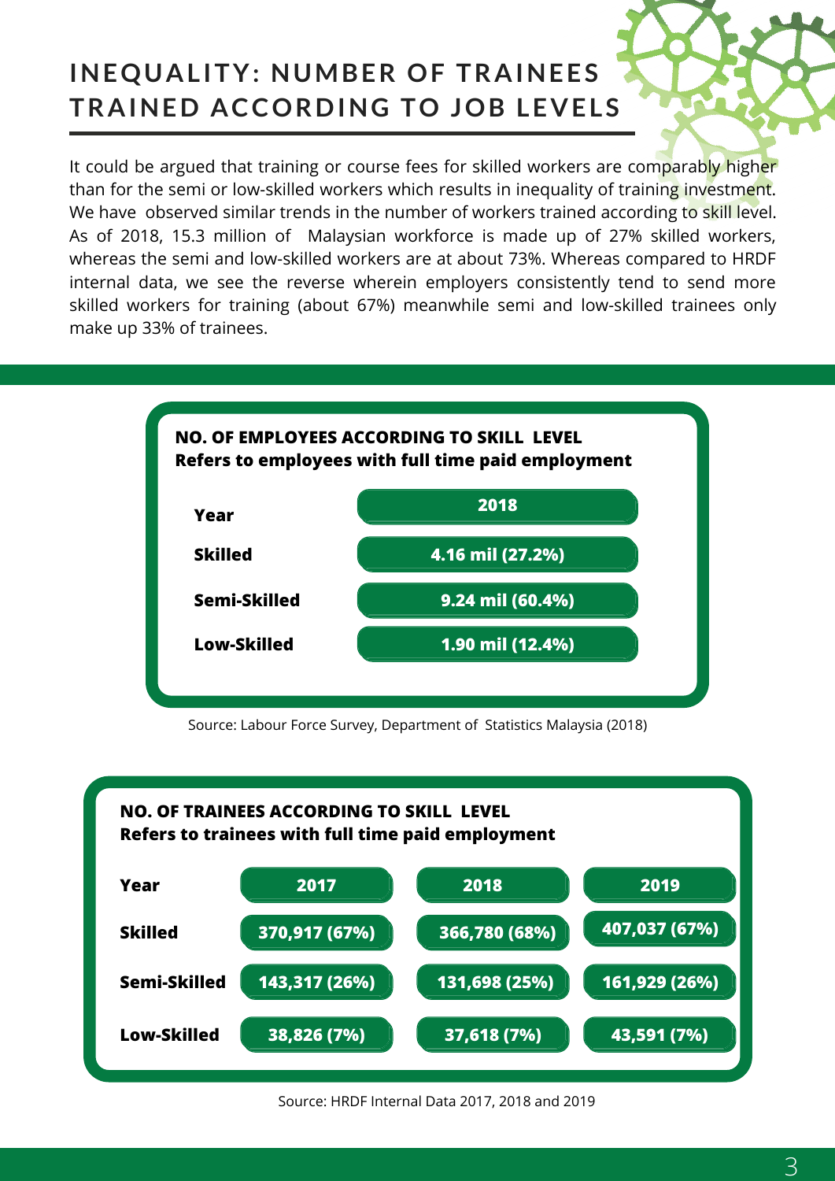# INEQUALITY: NUMBER OF TRAINEES TRAINED ACCORDING TO JOB LEVELS

It could be argued that training or course fees for skilled workers are comparably higher than for the semi or low-skilled workers which results in inequality of training investment. We have observed similar trends in the number of workers trained according to skill level. As of 2018, 15.3 million of Malaysian workforce is made up of 27% skilled workers, whereas the semi and low-skilled workers are at about 73%. Whereas compared to HRDF internal data, we see the reverse wherein employers consistently tend to send more skilled workers for training (about 67%) meanwhile semi and low-skilled trainees only make up 33% of trainees.

**NO. OF EMPLOYEES ACCORDING TO SKILL LEVEL**
**Refers to employees with full time paid employment**

| Year | 2018 |
|---|---|
| Skilled | 4.16 mil (27.2%) |
| Semi-Skilled | 9.24 mil (60.4%) |
| Low-Skilled | 1.90 mil (12.4%) |

Source: Labour Force Survey, Department of Statistics Malaysia (2018)

**NO. OF TRAINEES ACCORDING TO SKILL LEVEL**
**Refers to trainees with full time paid employment**

| Year | 2017 | 2018 | 2019 |
|---|---|---|---|
| Skilled | 370,917 (67%) | 366,780 (68%) | 407,037 (67%) |
| Semi-Skilled | 143,317 (26%) | 131,698 (25%) | 161,929 (26%) |
| Low-Skilled | 38,826 (7%) | 37,618 (7%) | 43,591 (7%) |

Source: HRDF Internal Data 2017, 2018 and 2019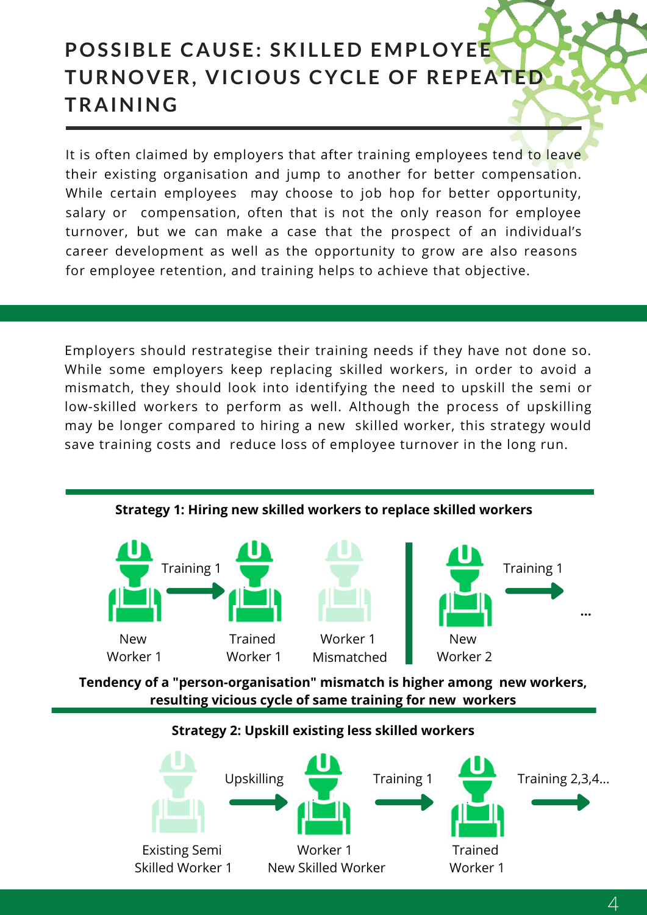# POSSIBLE CAUSE: SKILLED EMPLOYEE TURNOVER, VICIOUS CYCLE OF REPEATED TRAINING

It is often claimed by employers that after training employees tend to leave their existing organisation and jump to another for better compensation. While certain employees may choose to job hop for better opportunity, salary or compensation, often that is not the only reason for employee turnover, but we can make a case that the prospect of an individual's career development as well as the opportunity to grow are also reasons for employee retention, and training helps to achieve that objective.

Employers should restrategise their training needs if they have not done so. While some employers keep replacing skilled workers, in order to avoid a mismatch, they should look into identifying the need to upskill the semi or low-skilled workers to perform as well. Although the process of upskilling may be longer compared to hiring a new skilled worker, this strategy would save training costs and reduce loss of employee turnover in the long run.

**Strategy 1: Hiring new skilled workers to replace skilled workers**

New Worker 1 → Training 1 → Trained Worker 1 → Worker 1 Mismatched | New Worker 2 → Training 1 → ...

**Tendency of a "person-organisation" mismatch is higher among new workers, resulting vicious cycle of same training for new workers**

**Strategy 2: Upskill existing less skilled workers**

Existing Semi Skilled Worker 1 → Upskilling → Worker 1 New Skilled Worker → Training 1 → Trained Worker 1 → Training 2,3,4...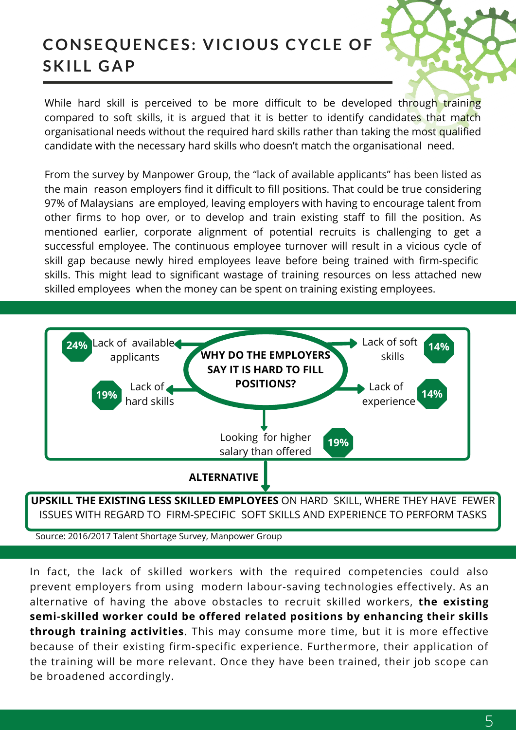## CONSEQUENCES: VICIOUS CYCLE OF SKILL GAP

While hard skill is perceived to be more difficult to be developed through training compared to soft skills, it is argued that it is better to identify candidates that match organisational needs without the required hard skills rather than taking the most qualified candidate with the necessary hard skills who doesn't match the organisational need.

From the survey by Manpower Group, the "lack of available applicants" has been listed as the main reason employers find it difficult to fill positions. That could be true considering 97% of Malaysians are employed, leaving employers with having to encourage talent from other firms to hop over, or to develop and train existing staff to fill the position. As mentioned earlier, corporate alignment of potential recruits is challenging to get a successful employee. The continuous employee turnover will result in a vicious cycle of skill gap because newly hired employees leave before being trained with firm-specific skills. This might lead to significant wastage of training resources on less attached new skilled employees when the money can be spent on training existing employees.

**WHY DO THE EMPLOYERS SAY IT IS HARD TO FILL POSITIONS?**

- 24% Lack of available applicants
- 19% Lack of hard skills
- 14% Lack of soft skills
- 14% Lack of experience
- 19% Looking for higher salary than offered

**ALTERNATIVE**

**UPSKILL THE EXISTING LESS SKILLED EMPLOYEES** ON HARD SKILL, WHERE THEY HAVE FEWER ISSUES WITH REGARD TO FIRM-SPECIFIC SOFT SKILLS AND EXPERIENCE TO PERFORM TASKS

Source: 2016/2017 Talent Shortage Survey, Manpower Group

In fact, the lack of skilled workers with the required competencies could also prevent employers from using modern labour-saving technologies effectively. As an alternative of having the above obstacles to recruit skilled workers, **the existing semi-skilled worker could be offered related positions by enhancing their skills through training activities**. This may consume more time, but it is more effective because of their existing firm-specific experience. Furthermore, their application of the training will be more relevant. Once they have been trained, their job scope can be broadened accordingly.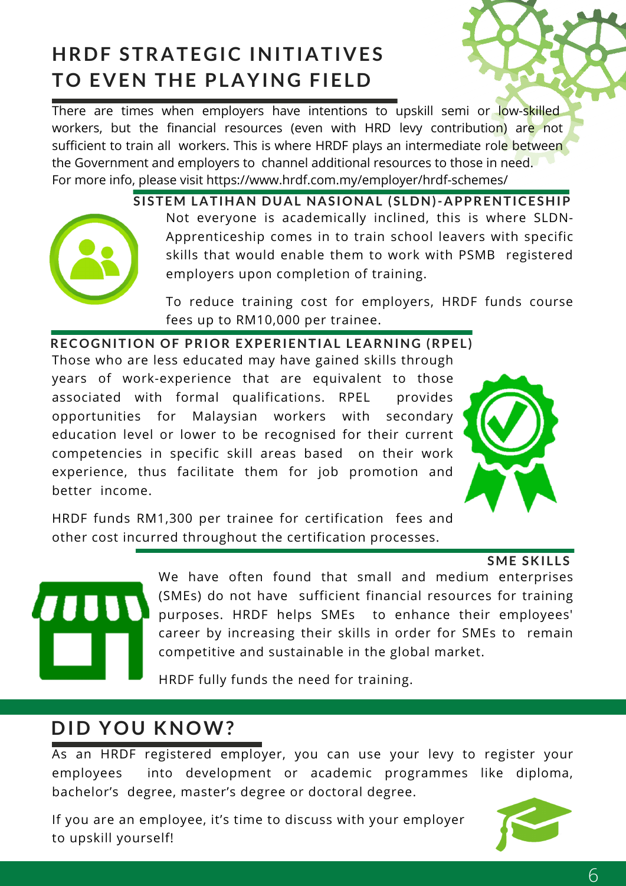# HRDF STRATEGIC INITIATIVES TO EVEN THE PLAYING FIELD

There are times when employers have intentions to upskill semi or low-skilled workers, but the financial resources (even with HRD levy contribution) are not sufficient to train all workers. This is where HRDF plays an intermediate role between the Government and employers to channel additional resources to those in need. For more info, please visit https://www.hrdf.com.my/employer/hrdf-schemes/

## SISTEM LATIHAN DUAL NASIONAL (SLDN)-APPRENTICESHIP

Not everyone is academically inclined, this is where SLDN-Apprenticeship comes in to train school leavers with specific skills that would enable them to work with PSMB registered employers upon completion of training.

To reduce training cost for employers, HRDF funds course fees up to RM10,000 per trainee.

## RECOGNITION OF PRIOR EXPERIENTIAL LEARNING (RPEL)

Those who are less educated may have gained skills through years of work-experience that are equivalent to those associated with formal qualifications. RPEL provides opportunities for Malaysian workers with secondary education level or lower to be recognised for their current competencies in specific skill areas based on their work experience, thus facilitate them for job promotion and better income.

HRDF funds RM1,300 per trainee for certification fees and other cost incurred throughout the certification processes.

## SME SKILLS

We have often found that small and medium enterprises (SMEs) do not have sufficient financial resources for training purposes. HRDF helps SMEs to enhance their employees' career by increasing their skills in order for SMEs to remain competitive and sustainable in the global market.

HRDF fully funds the need for training.

# DID YOU KNOW?

As an HRDF registered employer, you can use your levy to register your employees into development or academic programmes like diploma, bachelor's degree, master's degree or doctoral degree.

If you are an employee, it's time to discuss with your employer to upskill yourself!